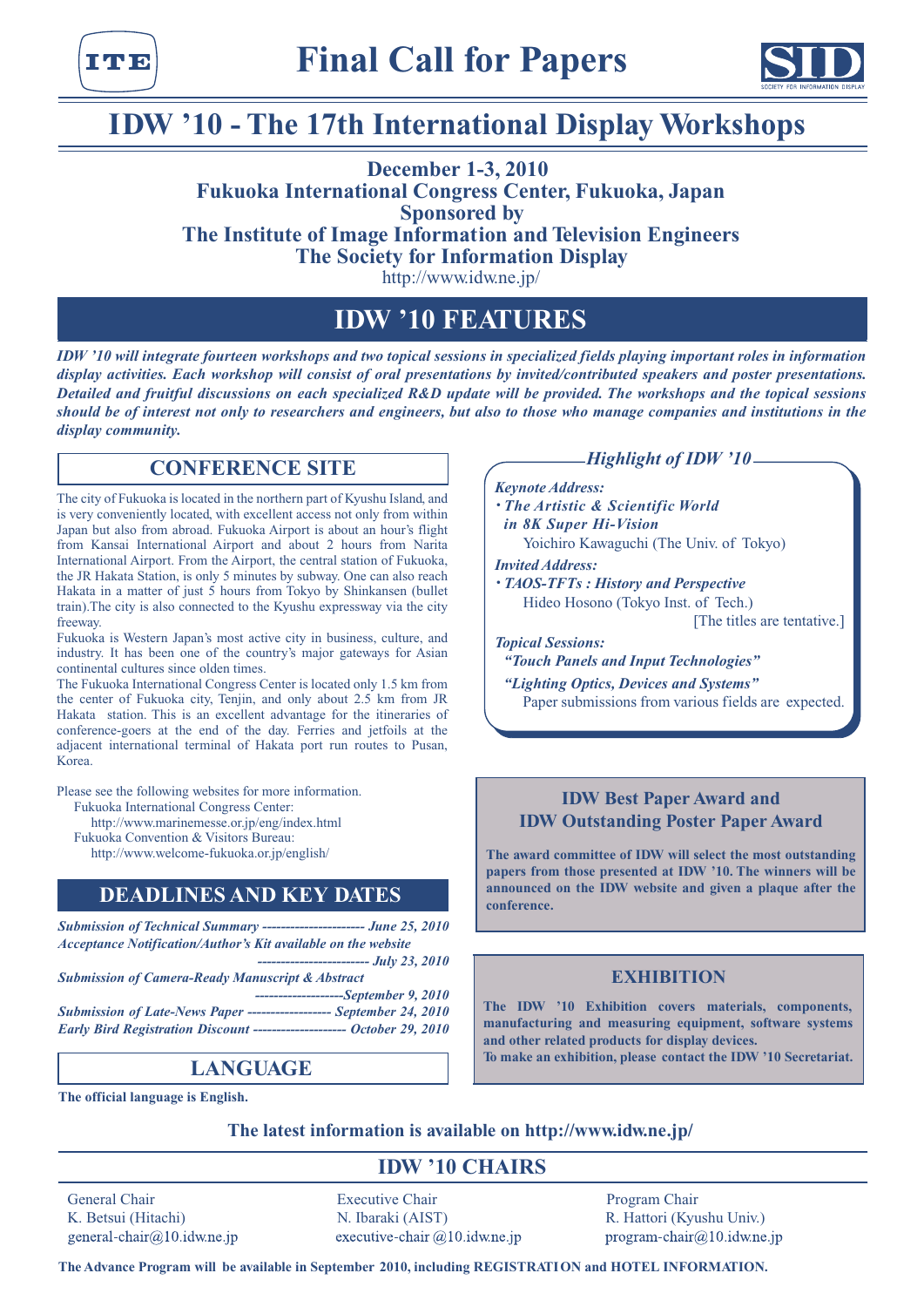# Final Call for Papers

## IDW '10 - The 17th International Display Workshops

**December 1-3, 2010**
**Fukuoka International Congress Center, Fukuoka, Japan**
**Sponsored by**
**The Institute of Image Information and Television Engineers**
**The Society for Information Display**
http://www.idw.ne.jp/

## IDW '10 FEATURES

***IDW '10 will integrate fourteen workshops and two topical sessions in specialized fields playing important roles in information display activities. Each workshop will consist of oral presentations by invited/contributed speakers and poster presentations. Detailed and fruitful discussions on each specialized R&D update will be provided. The workshops and the topical sessions should be of interest not only to researchers and engineers, but also to those who manage companies and institutions in the display community.***

## CONFERENCE SITE

The city of Fukuoka is located in the northern part of Kyushu Island, and is very conveniently located, with excellent access not only from within Japan but also from abroad. Fukuoka Airport is about an hour's flight from Kansai International Airport and about 2 hours from Narita International Airport. From the Airport, the central station of Fukuoka, the JR Hakata Station, is only 5 minutes by subway. One can also reach Hakata in a matter of just 5 hours from Tokyo by Shinkansen (bullet train).The city is also connected to the Kyushu expressway via the city freeway.

Fukuoka is Western Japan's most active city in business, culture, and industry. It has been one of the country's major gateways for Asian continental cultures since olden times.

The Fukuoka International Congress Center is located only 1.5 km from the center of Fukuoka city, Tenjin, and only about 2.5 km from JR Hakata station. This is an excellent advantage for the itineraries of conference-goers at the end of the day. Ferries and jetfoils at the adjacent international terminal of Hakata port run routes to Pusan, Korea.

Please see the following websites for more information.
- Fukuoka International Congress Center:
  http://www.marinemesse.or.jp/eng/index.html
- Fukuoka Convention & Visitors Bureau:
  http://www.welcome-fukuoka.or.jp/english/

## DEADLINES AND KEY DATES

- ***Submission of Technical Summary ---------------------- June 25, 2010***
- ***Acceptance Notification/Author's Kit available on the website ------------------------ July 23, 2010***
- ***Submission of Camera-Ready Manuscript & Abstract -------------------September 9, 2010***
- ***Submission of Late-News Paper ------------------ September 24, 2010***
- ***Early Bird Registration Discount -------------------- October 29, 2010***

## LANGUAGE

**The official language is English.**

## *Highlight of IDW '10*

***Keynote Address:***
- ***The Artistic & Scientific World in 8K Super Hi-Vision***
  Yoichiro Kawaguchi (The Univ. of Tokyo)

***Invited Address:***
- ***TAOS-TFTs : History and Perspective***
  Hideo Hosono (Tokyo Inst. of Tech.)

[The titles are tentative.]

***Topical Sessions:***
***"Touch Panels and Input Technologies"***
***"Lighting Optics, Devices and Systems"***
Paper submissions from various fields are expected.

## IDW Best Paper Award and IDW Outstanding Poster Paper Award

**The award committee of IDW will select the most outstanding papers from those presented at IDW '10. The winners will be announced on the IDW website and given a plaque after the conference.**

## EXHIBITION

**The IDW '10 Exhibition covers materials, components, manufacturing and measuring equipment, software systems and other related products for display devices.**
**To make an exhibition, please contact the IDW '10 Secretariat.**

**The latest information is available on http://www.idw.ne.jp/**

## IDW '10 CHAIRS

| General Chair | Executive Chair | Program Chair |
|---|---|---|
| K. Betsui (Hitachi) | N. Ibaraki (AIST) | R. Hattori (Kyushu Univ.) |
| general-chair@10.idw.ne.jp | executive-chair @10.idw.ne.jp | program-chair@10.idw.ne.jp |

**The Advance Program will be available in September 2010, including REGISTRATION and HOTEL INFORMATION.**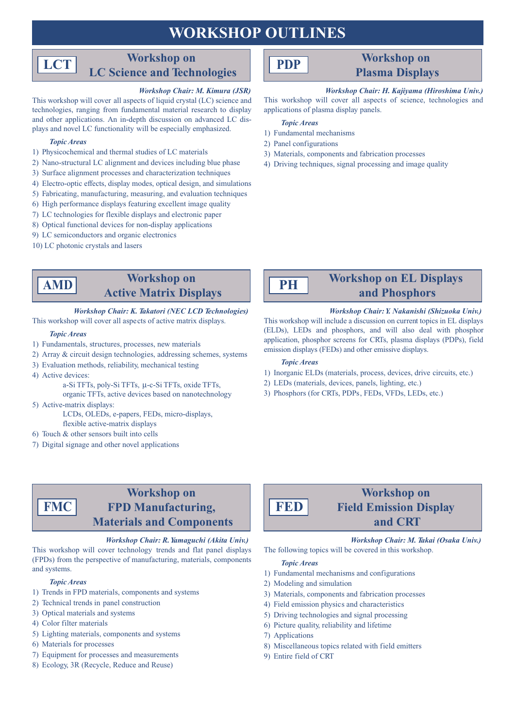# WORKSHOP OUTLINES

## LCT — Workshop on LC Science and Technologies

***Workshop Chair: M. Kimura (JSR)***

This workshop will cover all aspects of liquid crystal (LC) science and technologies, ranging from fundamental material research to display and other applications. An in-depth discussion on advanced LC displays and novel LC functionality will be especially emphasized.

***Topic Areas***

1) Physicochemical and thermal studies of LC materials
2) Nano-structural LC alignment and devices including blue phase
3) Surface alignment processes and characterization techniques
4) Electro-optic effects, display modes, optical design, and simulations
5) Fabricating, manufacturing, measuring, and evaluation techniques
6) High performance displays featuring excellent image quality
7) LC technologies for flexible displays and electronic paper
8) Optical functional devices for non-display applications
9) LC semiconductors and organic electronics
10) LC photonic crystals and lasers

## PDP — Workshop on Plasma Displays

***Workshop Chair: H. Kajiyama (Hiroshima Univ.)***

This workshop will cover all aspects of science, technologies and applications of plasma display panels.

***Topic Areas***

1) Fundamental mechanisms
2) Panel configurations
3) Materials, components and fabrication processes
4) Driving techniques, signal processing and image quality

## AMD — Workshop on Active Matrix Displays

***Workshop Chair: K. Takatori (NEC LCD Technologies)***

This workshop will cover all aspects of active matrix displays.

***Topic Areas***

1) Fundamentals, structures, processes, new materials
2) Array & circuit design technologies, addressing schemes, systems
3) Evaluation methods, reliability, mechanical testing
4) Active devices:
   a-Si TFTs, poly-Si TFTs, μ-c-Si TFTs, oxide TFTs, organic TFTs, active devices based on nanotechnology
5) Active-matrix displays:
   LCDs, OLEDs, e-papers, FEDs, micro-displays, flexible active-matrix displays
6) Touch & other sensors built into cells
7) Digital signage and other novel applications

## PH — Workshop on EL Displays and Phosphors

***Workshop Chair: Y. Nakanishi (Shizuoka Univ.)***

This workshop will include a discussion on current topics in EL displays (ELDs), LEDs and phosphors, and will also deal with phosphor application, phosphor screens for CRTs, plasma displays (PDPs), field emission displays (FEDs) and other emissive displays.

***Topic Areas***

1) Inorganic ELDs (materials, process, devices, drive circuits, etc.)
2) LEDs (materials, devices, panels, lighting, etc.)
3) Phosphors (for CRTs, PDPs, FEDs, VFDs, LEDs, etc.)

## FMC — Workshop on FPD Manufacturing, Materials and Components

***Workshop Chair: R. Yamaguchi (Akita Univ.)***

This workshop will cover technology trends and flat panel displays (FPDs) from the perspective of manufacturing, materials, components and systems.

***Topic Areas***

1) Trends in FPD materials, components and systems
2) Technical trends in panel construction
3) Optical materials and systems
4) Color filter materials
5) Lighting materials, components and systems
6) Materials for processes
7) Equipment for processes and measurements
8) Ecology, 3R (Recycle, Reduce and Reuse)

## FED — Workshop on Field Emission Display and CRT

***Workshop Chair: M. Takai (Osaka Univ.)***

The following topics will be covered in this workshop.

***Topic Areas***

1) Fundamental mechanisms and configurations
2) Modeling and simulation
3) Materials, components and fabrication processes
4) Field emission physics and characteristics
5) Driving technologies and signal processing
6) Picture quality, reliability and lifetime
7) Applications
8) Miscellaneous topics related with field emitters
9) Entire field of CRT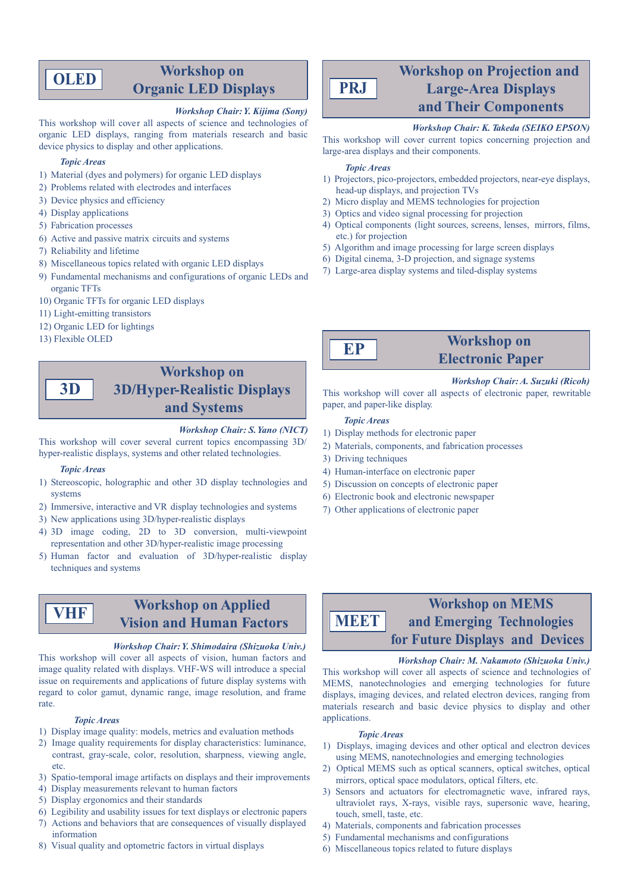## OLED — Workshop on Organic LED Displays

***Workshop Chair: Y. Kijima (Sony)***

This workshop will cover all aspects of science and technologies of organic LED displays, ranging from materials research and basic device physics to display and other applications.

***Topic Areas***

1) Material (dyes and polymers) for organic LED displays
2) Problems related with electrodes and interfaces
3) Device physics and efficiency
4) Display applications
5) Fabrication processes
6) Active and passive matrix circuits and systems
7) Reliability and lifetime
8) Miscellaneous topics related with organic LED displays
9) Fundamental mechanisms and configurations of organic LEDs and organic TFTs
10) Organic TFTs for organic LED displays
11) Light-emitting transistors
12) Organic LED for lightings
13) Flexible OLED

## 3D — Workshop on 3D/Hyper-Realistic Displays and Systems

***Workshop Chair: S. Yano (NICT)***

This workshop will cover several current topics encompassing 3D/hyper-realistic displays, systems and other related technologies.

***Topic Areas***

1) Stereoscopic, holographic and other 3D display technologies and systems
2) Immersive, interactive and VR display technologies and systems
3) New applications using 3D/hyper-realistic displays
4) 3D image coding, 2D to 3D conversion, multi-viewpoint representation and other 3D/hyper-realistic image processing
5) Human factor and evaluation of 3D/hyper-realistic display techniques and systems

## VHF — Workshop on Applied Vision and Human Factors

***Workshop Chair: Y. Shimodaira (Shizuoka Univ.)***

This workshop will cover all aspects of vision, human factors and image quality related with displays. VHF-WS will introduce a special issue on requirements and applications of future display systems with regard to color gamut, dynamic range, image resolution, and frame rate.

***Topic Areas***

1) Display image quality: models, metrics and evaluation methods
2) Image quality requirements for display characteristics: luminance, contrast, gray-scale, color, resolution, sharpness, viewing angle, etc.
3) Spatio-temporal image artifacts on displays and their improvements
4) Display measurements relevant to human factors
5) Display ergonomics and their standards
6) Legibility and usability issues for text displays or electronic papers
7) Actions and behaviors that are consequences of visually displayed information
8) Visual quality and optometric factors in virtual displays

## PRJ — Workshop on Projection and Large-Area Displays and Their Components

***Workshop Chair: K. Takeda (SEIKO EPSON)***

This workshop will cover current topics concerning projection and large-area displays and their components.

***Topic Areas***

1) Projectors, pico-projectors, embedded projectors, near-eye displays, head-up displays, and projection TVs
2) Micro display and MEMS technologies for projection
3) Optics and video signal processing for projection
4) Optical components (light sources, screens, lenses, mirrors, films, etc.) for projection
5) Algorithm and image processing for large screen displays
6) Digital cinema, 3-D projection, and signage systems
7) Large-area display systems and tiled-display systems

## EP — Workshop on Electronic Paper

***Workshop Chair: A. Suzuki (Ricoh)***

This workshop will cover all aspects of electronic paper, rewritable paper, and paper-like display.

***Topic Areas***

1) Display methods for electronic paper
2) Materials, components, and fabrication processes
3) Driving techniques
4) Human-interface on electronic paper
5) Discussion on concepts of electronic paper
6) Electronic book and electronic newspaper
7) Other applications of electronic paper

## MEET — Workshop on MEMS and Emerging Technologies for Future Displays and Devices

***Workshop Chair: M. Nakamoto (Shizuoka Univ.)***

This workshop will cover all aspects of science and technologies of MEMS, nanotechnologies and emerging technologies for future displays, imaging devices, and related electron devices, ranging from materials research and basic device physics to display and other applications.

***Topic Areas***

1) Displays, imaging devices and other optical and electron devices using MEMS, nanotechnologies and emerging technologies
2) Optical MEMS such as optical scanners, optical switches, optical mirrors, optical space modulators, optical filters, etc.
3) Sensors and actuators for electromagnetic wave, infrared rays, ultraviolet rays, X-rays, visible rays, supersonic wave, hearing, touch, smell, taste, etc.
4) Materials, components and fabrication processes
5) Fundamental mechanisms and configurations
6) Miscellaneous topics related to future displays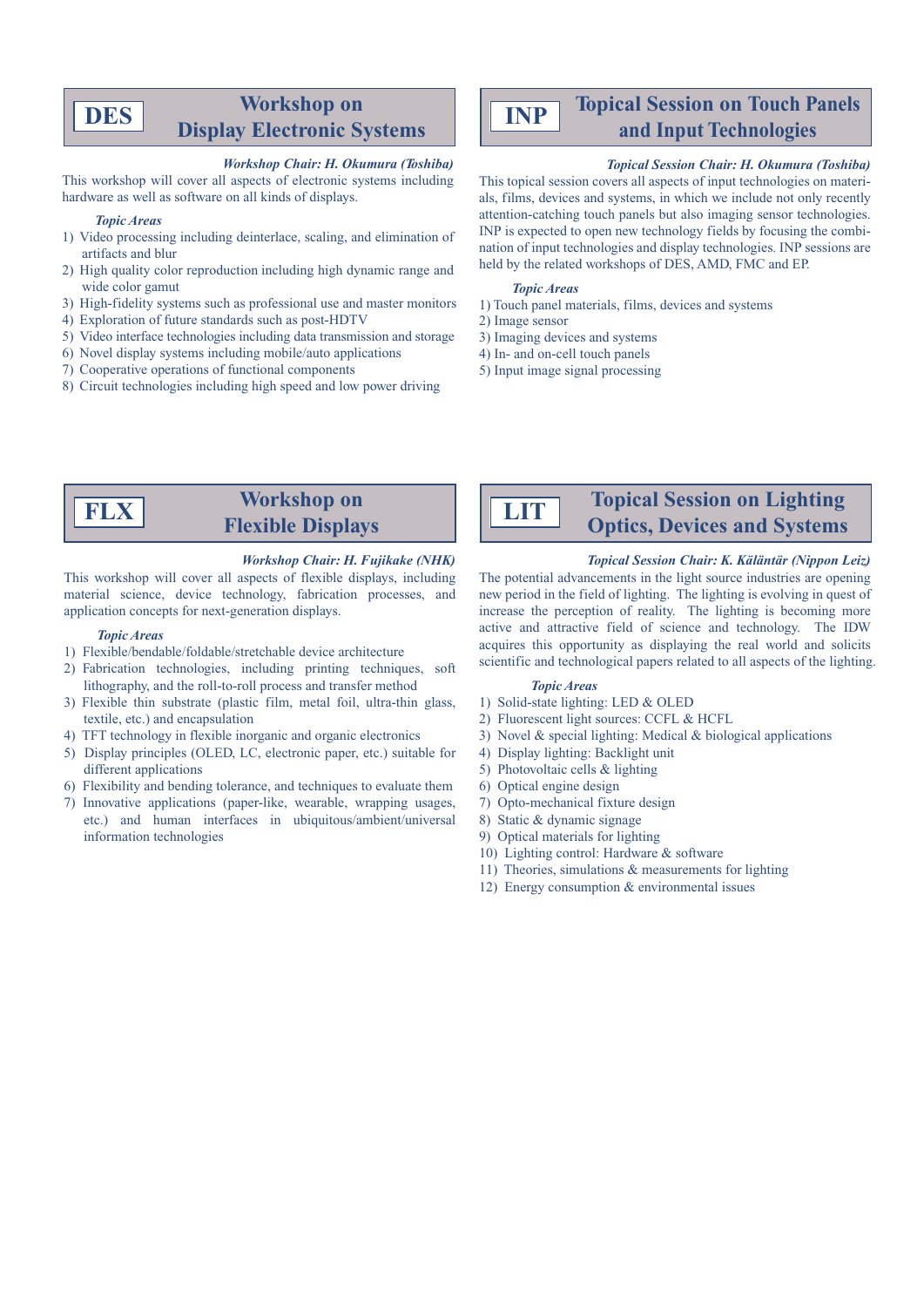## DES — Workshop on Display Electronic Systems

***Workshop Chair: H. Okumura (Toshiba)***

This workshop will cover all aspects of electronic systems including hardware as well as software on all kinds of displays.

***Topic Areas***

1) Video processing including deinterlace, scaling, and elimination of artifacts and blur
2) High quality color reproduction including high dynamic range and wide color gamut
3) High-fidelity systems such as professional use and master monitors
4) Exploration of future standards such as post-HDTV
5) Video interface technologies including data transmission and storage
6) Novel display systems including mobile/auto applications
7) Cooperative operations of functional components
8) Circuit technologies including high speed and low power driving

## INP — Topical Session on Touch Panels and Input Technologies

***Topical Session Chair: H. Okumura (Toshiba)***

This topical session covers all aspects of input technologies on materials, films, devices and systems, in which we include not only recently attention-catching touch panels but also imaging sensor technologies. INP is expected to open new technology fields by focusing the combination of input technologies and display technologies. INP sessions are held by the related workshops of DES, AMD, FMC and EP.

***Topic Areas***

1) Touch panel materials, films, devices and systems
2) Image sensor
3) Imaging devices and systems
4) In- and on-cell touch panels
5) Input image signal processing

## FLX — Workshop on Flexible Displays

***Workshop Chair: H. Fujikake (NHK)***

This workshop will cover all aspects of flexible displays, including material science, device technology, fabrication processes, and application concepts for next-generation displays.

***Topic Areas***

1) Flexible/bendable/foldable/stretchable device architecture
2) Fabrication technologies, including printing techniques, soft lithography, and the roll-to-roll process and transfer method
3) Flexible thin substrate (plastic film, metal foil, ultra-thin glass, textile, etc.) and encapsulation
4) TFT technology in flexible inorganic and organic electronics
5) Display principles (OLED, LC, electronic paper, etc.) suitable for different applications
6) Flexibility and bending tolerance, and techniques to evaluate them
7) Innovative applications (paper-like, wearable, wrapping usages, etc.) and human interfaces in ubiquitous/ambient/universal information technologies

## LIT — Topical Session on Lighting Optics, Devices and Systems

***Topical Session Chair: K. Käläntär (Nippon Leiz)***

The potential advancements in the light source industries are opening new period in the field of lighting. The lighting is evolving in quest of increase the perception of reality. The lighting is becoming more active and attractive field of science and technology. The IDW acquires this opportunity as displaying the real world and solicits scientific and technological papers related to all aspects of the lighting.

***Topic Areas***

1) Solid-state lighting: LED & OLED
2) Fluorescent light sources: CCFL & HCFL
3) Novel & special lighting: Medical & biological applications
4) Display lighting: Backlight unit
5) Photovoltaic cells & lighting
6) Optical engine design
7) Opto-mechanical fixture design
8) Static & dynamic signage
9) Optical materials for lighting
10) Lighting control: Hardware & software
11) Theories, simulations & measurements for lighting
12) Energy consumption & environmental issues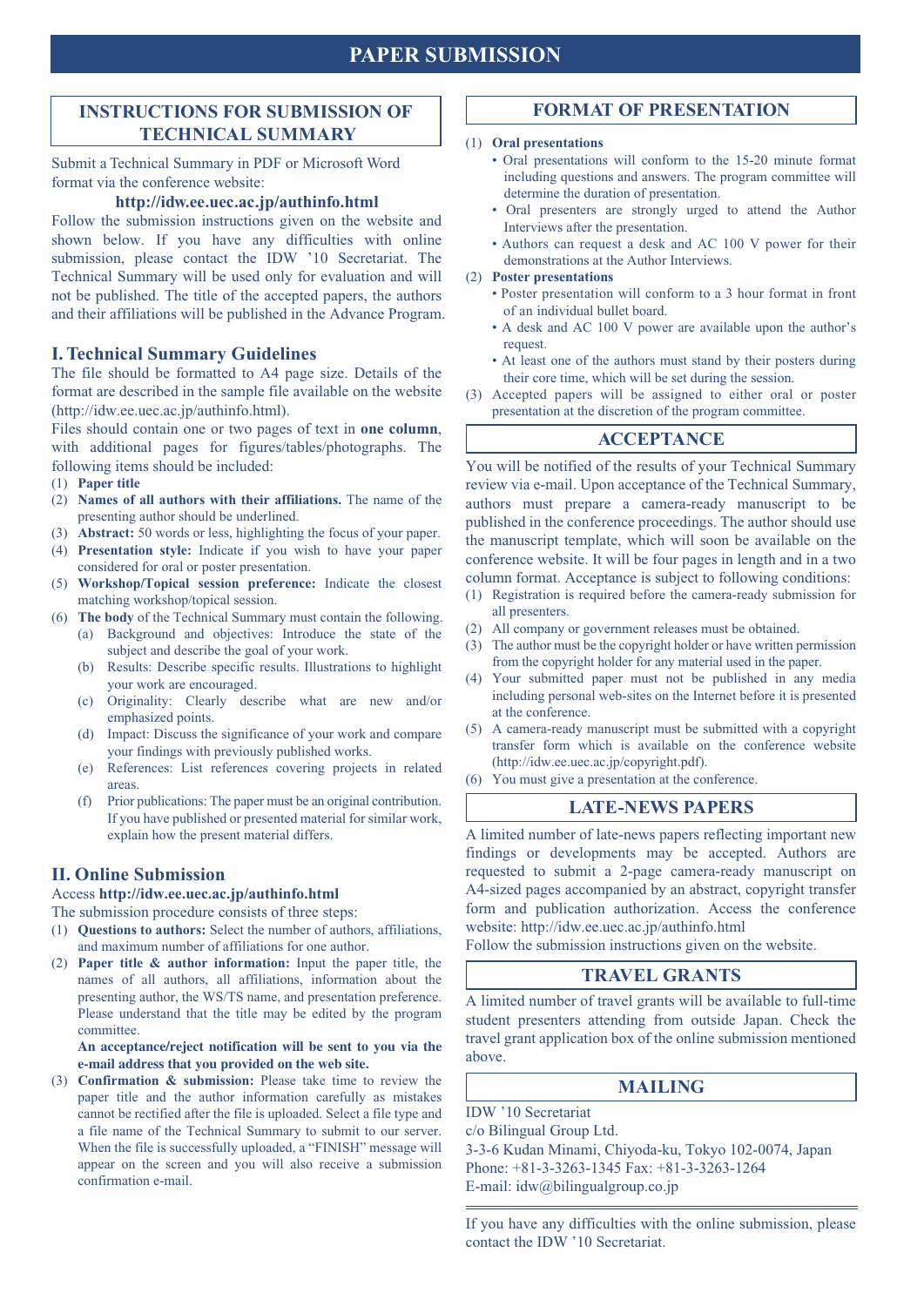# PAPER SUBMISSION

## INSTRUCTIONS FOR SUBMISSION OF TECHNICAL SUMMARY

Submit a Technical Summary in PDF or Microsoft Word format via the conference website:

**http://idw.ee.uec.ac.jp/authinfo.html**

Follow the submission instructions given on the website and shown below. If you have any difficulties with online submission, please contact the IDW '10 Secretariat. The Technical Summary will be used only for evaluation and will not be published. The title of the accepted papers, the authors and their affiliations will be published in the Advance Program.

### I. Technical Summary Guidelines

The file should be formatted to A4 page size. Details of the format are described in the sample file available on the website (http://idw.ee.uec.ac.jp/authinfo.html).

Files should contain one or two pages of text in **one column**, with additional pages for figures/tables/photographs. The following items should be included:

(1) **Paper title**

(2) **Names of all authors with their affiliations.** The name of the presenting author should be underlined.

(3) **Abstract:** 50 words or less, highlighting the focus of your paper.

(4) **Presentation style:** Indicate if you wish to have your paper considered for oral or poster presentation.

(5) **Workshop/Topical session preference:** Indicate the closest matching workshop/topical session.

(6) **The body** of the Technical Summary must contain the following.
- (a) Background and objectives: Introduce the state of the subject and describe the goal of your work.
- (b) Results: Describe specific results. Illustrations to highlight your work are encouraged.
- (c) Originality: Clearly describe what are new and/or emphasized points.
- (d) Impact: Discuss the significance of your work and compare your findings with previously published works.
- (e) References: List references covering projects in related areas.
- (f) Prior publications: The paper must be an original contribution. If you have published or presented material for similar work, explain how the present material differs.

### II. Online Submission

Access **http://idw.ee.uec.ac.jp/authinfo.html**

The submission procedure consists of three steps:

(1) **Questions to authors:** Select the number of authors, affiliations, and maximum number of affiliations for one author.

(2) **Paper title & author information:** Input the paper title, the names of all authors, all affiliations, information about the presenting author, the WS/TS name, and presentation preference. Please understand that the title may be edited by the program committee.

**An acceptance/reject notification will be sent to you via the e-mail address that you provided on the web site.**

(3) **Confirmation & submission:** Please take time to review the paper title and the author information carefully as mistakes cannot be rectified after the file is uploaded. Select a file type and a file name of the Technical Summary to submit to our server. When the file is successfully uploaded, a "FINISH" message will appear on the screen and you will also receive a submission confirmation e-mail.

## FORMAT OF PRESENTATION

(1) **Oral presentations**
- Oral presentations will conform to the 15-20 minute format including questions and answers. The program committee will determine the duration of presentation.
- Oral presenters are strongly urged to attend the Author Interviews after the presentation.
- Authors can request a desk and AC 100 V power for their demonstrations at the Author Interviews.

(2) **Poster presentations**
- Poster presentation will conform to a 3 hour format in front of an individual bullet board.
- A desk and AC 100 V power are available upon the author's request.
- At least one of the authors must stand by their posters during their core time, which will be set during the session.

(3) Accepted papers will be assigned to either oral or poster presentation at the discretion of the program committee.

## ACCEPTANCE

You will be notified of the results of your Technical Summary review via e-mail. Upon acceptance of the Technical Summary, authors must prepare a camera-ready manuscript to be published in the conference proceedings. The author should use the manuscript template, which will soon be available on the conference website. It will be four pages in length and in a two column format. Acceptance is subject to following conditions:

(1) Registration is required before the camera-ready submission for all presenters.

(2) All company or government releases must be obtained.

(3) The author must be the copyright holder or have written permission from the copyright holder for any material used in the paper.

(4) Your submitted paper must not be published in any media including personal web-sites on the Internet before it is presented at the conference.

(5) A camera-ready manuscript must be submitted with a copyright transfer form which is available on the conference website (http://idw.ee.uec.ac.jp/copyright.pdf).

(6) You must give a presentation at the conference.

## LATE-NEWS PAPERS

A limited number of late-news papers reflecting important new findings or developments may be accepted. Authors are requested to submit a 2-page camera-ready manuscript on A4-sized pages accompanied by an abstract, copyright transfer form and publication authorization. Access the conference website: http://idw.ee.uec.ac.jp/authinfo.html

Follow the submission instructions given on the website.

## TRAVEL GRANTS

A limited number of travel grants will be available to full-time student presenters attending from outside Japan. Check the travel grant application box of the online submission mentioned above.

## MAILING

IDW '10 Secretariat
c/o Bilingual Group Ltd.
3-3-6 Kudan Minami, Chiyoda-ku, Tokyo 102-0074, Japan
Phone: +81-3-3263-1345 Fax: +81-3-3263-1264
E-mail: idw@bilingualgroup.co.jp

If you have any difficulties with the online submission, please contact the IDW '10 Secretariat.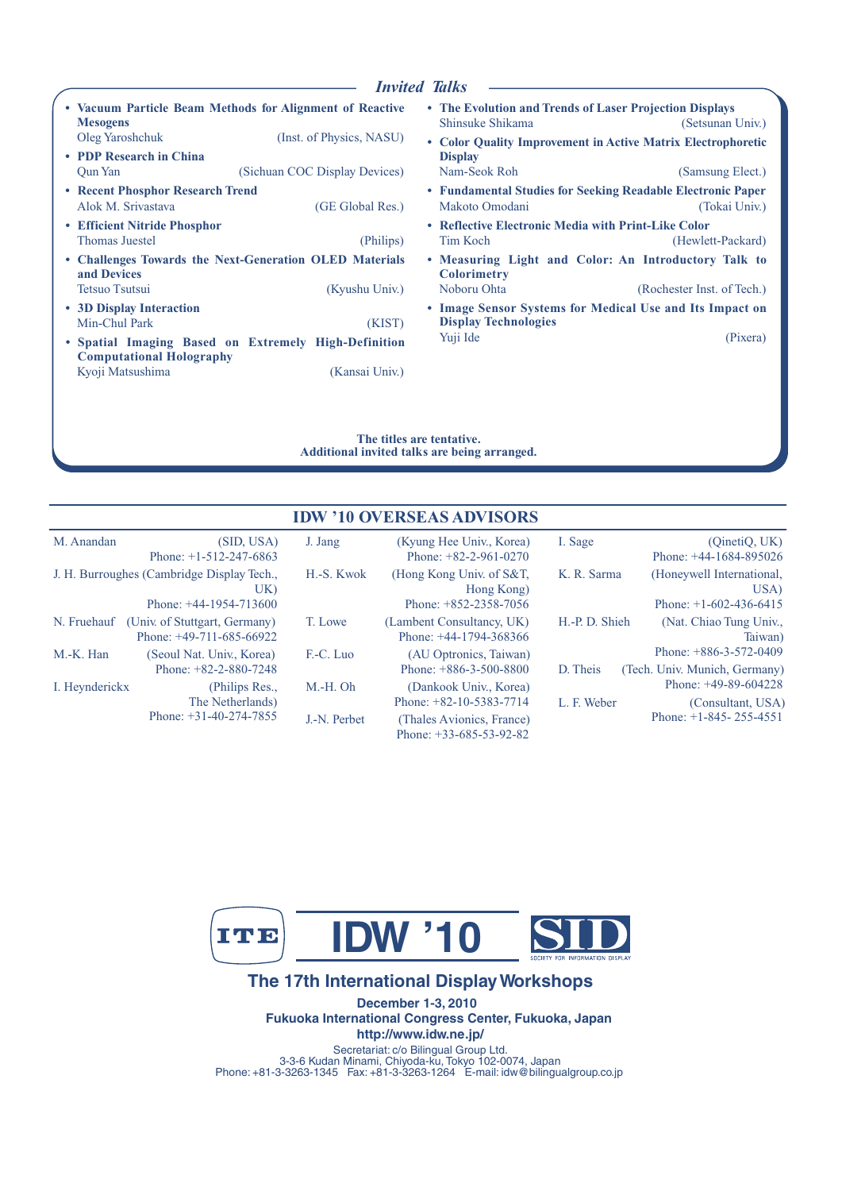## *Invited Talks*

- **Vacuum Particle Beam Methods for Alignment of Reactive Mesogens**
  Oleg Yaroshchuk (Inst. of Physics, NASU)
- **PDP Research in China**
  Qun Yan (Sichuan COC Display Devices)
- **Recent Phosphor Research Trend**
  Alok M. Srivastava (GE Global Res.)
- **Efficient Nitride Phosphor**
  Thomas Juestel (Philips)
- **Challenges Towards the Next-Generation OLED Materials and Devices**
  Tetsuo Tsutsui (Kyushu Univ.)
- **3D Display Interaction**
  Min-Chul Park (KIST)
- **Spatial Imaging Based on Extremely High-Definition Computational Holography**
  Kyoji Matsushima (Kansai Univ.)
- **The Evolution and Trends of Laser Projection Displays**
  Shinsuke Shikama (Setsunan Univ.)
- **Color Quality Improvement in Active Matrix Electrophoretic Display**
  Nam-Seok Roh (Samsung Elect.)
- **Fundamental Studies for Seeking Readable Electronic Paper**
  Makoto Omodani (Tokai Univ.)
- **Reflective Electronic Media with Print-Like Color**
  Tim Koch (Hewlett-Packard)
- **Measuring Light and Color: An Introductory Talk to Colorimetry**
  Noboru Ohta (Rochester Inst. of Tech.)
- **Image Sensor Systems for Medical Use and Its Impact on Display Technologies**
  Yuji Ide (Pixera)

**The titles are tentative.**
**Additional invited talks are being arranged.**

## IDW '10 OVERSEAS ADVISORS

| | | |
|---|---|---|
| M. Anandan (SID, USA) Phone: +1-512-247-6863 | J. Jang (Kyung Hee Univ., Korea) Phone: +82-2-961-0270 | I. Sage (QinetiQ, UK) Phone: +44-1684-895026 |
| J. H. Burroughes (Cambridge Display Tech., UK) Phone: +44-1954-713600 | H.-S. Kwok (Hong Kong Univ. of S&T, Hong Kong) Phone: +852-2358-7056 | K. R. Sarma (Honeywell International, USA) Phone: +1-602-436-6415 |
| N. Fruehauf (Univ. of Stuttgart, Germany) Phone: +49-711-685-66922 | T. Lowe (Lambent Consultancy, UK) Phone: +44-1794-368366 | H.-P. D. Shieh (Nat. Chiao Tung Univ., Taiwan) Phone: +886-3-572-0409 |
| M.-K. Han (Seoul Nat. Univ., Korea) Phone: +82-2-880-7248 | F.-C. Luo (AU Optronics, Taiwan) Phone: +886-3-500-8800 | D. Theis (Tech. Univ. Munich, Germany) Phone: +49-89-604228 |
| I. Heynderickx (Philips Res., The Netherlands) Phone: +31-40-274-7855 | M.-H. Oh (Dankook Univ., Korea) Phone: +82-10-5383-7714 | L. F. Weber (Consultant, USA) Phone: +1-845- 255-4551 |
| | J.-N. Perbet (Thales Avionics, France) Phone: +33-685-53-92-82 | |

ITE **IDW '10** SID
SOCIETY FOR INFORMATION DISPLAY

**The 17th International Display Workshops**

**December 1-3, 2010**
**Fukuoka International Congress Center, Fukuoka, Japan**
**http://www.idw.ne.jp/**

Secretariat: c/o Bilingual Group Ltd.
3-3-6 Kudan Minami, Chiyoda-ku, Tokyo 102-0074, Japan
Phone: +81-3-3263-1345 Fax: +81-3-3263-1264 E-mail: idw@bilingualgroup.co.jp